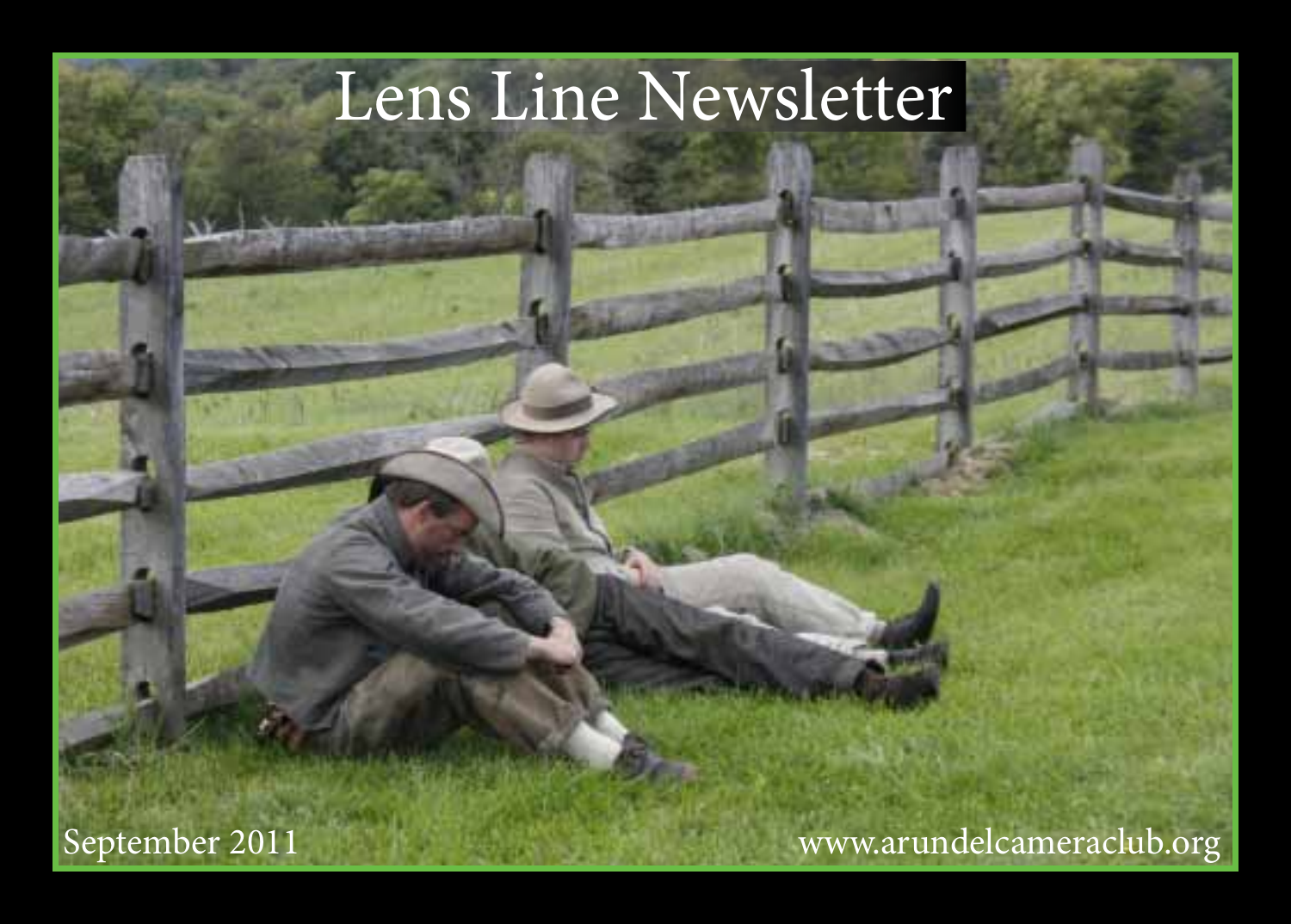# Lens Line Newsletter

September 2011

www.arundelcameraclub.org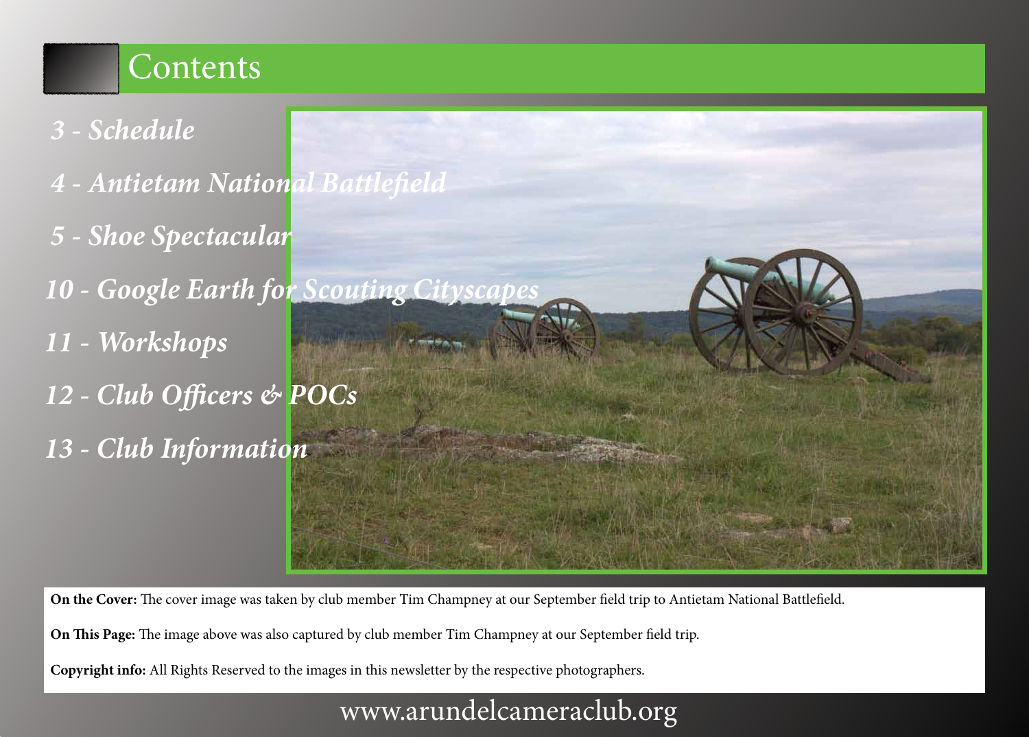# Contents

- *3 - Schedule*
- *4 - Antietam National Battlefield*
- *5 - Shoe Spectacular*
- *10 - Google Earth for Scouting Cityscapes*
- *11 - Workshops*
- *12 - Club Officers & POCs*
- *13 - Club Information*

**On the Cover:** The cover image was taken by club member Tim Champney at our September field trip to Antietam National Battlefield.

**On This Page:** The image above was also captured by club member Tim Champney at our September field trip.

**Copyright info:** All Rights Reserved to the images in this newsletter by the respective photographers.

www.arundelcameraclub.org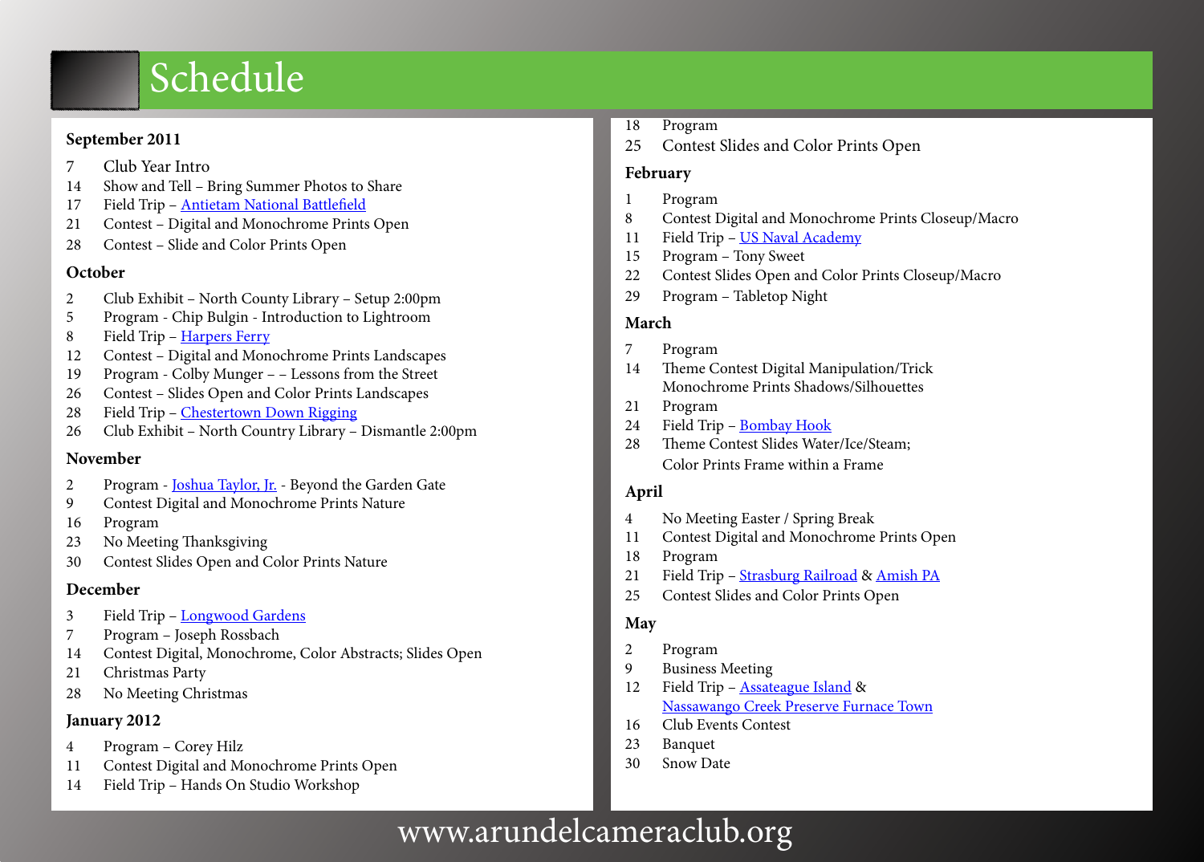# Schedule

**September 2011**

7 Club Year Intro
14 Show and Tell – Bring Summer Photos to Share
17 Field Trip – Antietam National Battlefield
21 Contest – Digital and Monochrome Prints Open
28 Contest – Slide and Color Prints Open

**October**

2 Club Exhibit – North County Library – Setup 2:00pm
5 Program - Chip Bulgin - Introduction to Lightroom
8 Field Trip – Harpers Ferry
12 Contest – Digital and Monochrome Prints Landscapes
19 Program - Colby Munger – – Lessons from the Street
26 Contest – Slides Open and Color Prints Landscapes
28 Field Trip – Chestertown Down Rigging
26 Club Exhibit – North Country Library – Dismantle 2:00pm

**November**

2 Program - Joshua Taylor, Jr. - Beyond the Garden Gate
9 Contest Digital and Monochrome Prints Nature
16 Program
23 No Meeting Thanksgiving
30 Contest Slides Open and Color Prints Nature

**December**

3 Field Trip – Longwood Gardens
7 Program – Joseph Rossbach
14 Contest Digital, Monochrome, Color Abstracts; Slides Open
21 Christmas Party
28 No Meeting Christmas

**January 2012**

4 Program – Corey Hilz
11 Contest Digital and Monochrome Prints Open
14 Field Trip – Hands On Studio Workshop
18 Program
25 Contest Slides and Color Prints Open

**February**

1 Program
8 Contest Digital and Monochrome Prints Closeup/Macro
11 Field Trip – US Naval Academy
15 Program – Tony Sweet
22 Contest Slides Open and Color Prints Closeup/Macro
29 Program – Tabletop Night

**March**

7 Program
14 Theme Contest Digital Manipulation/Trick
Monochrome Prints Shadows/Silhouettes
21 Program
24 Field Trip – Bombay Hook
28 Theme Contest Slides Water/Ice/Steam;
Color Prints Frame within a Frame

**April**

4 No Meeting Easter / Spring Break
11 Contest Digital and Monochrome Prints Open
18 Program
21 Field Trip – Strasburg Railroad & Amish PA
25 Contest Slides and Color Prints Open

**May**

2 Program
9 Business Meeting
12 Field Trip – Assateague Island &
Nassawango Creek Preserve Furnace Town
16 Club Events Contest
23 Banquet
30 Snow Date

www.arundelcameraclub.org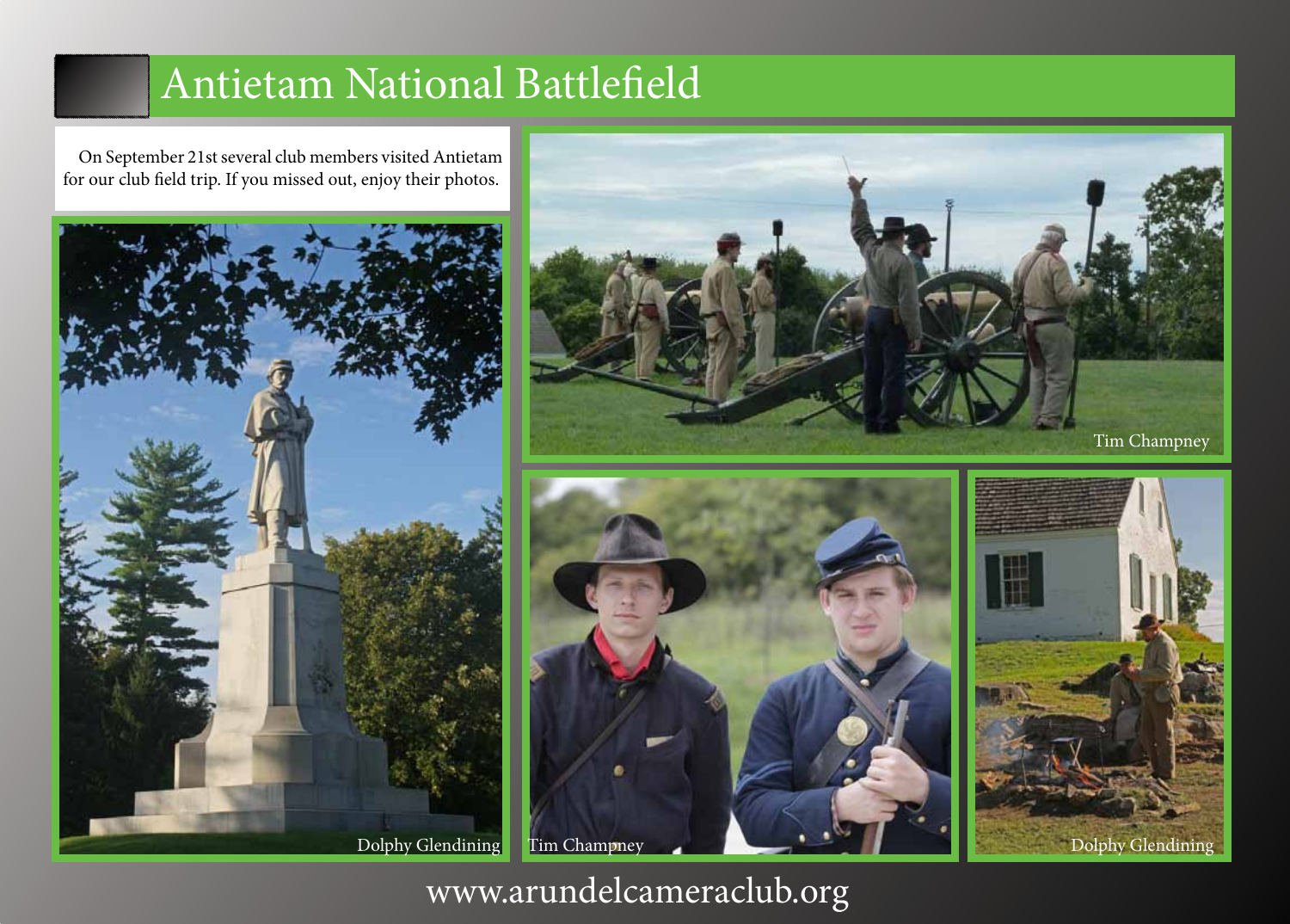# Antietam National Battlefield

On September 21st several club members visited Antietam for our club field trip. If you missed out, enjoy their photos.

Dolphy Glendining

Tim Champney

Tim Champney

Dolphy Glendining

www.arundelcameraclub.org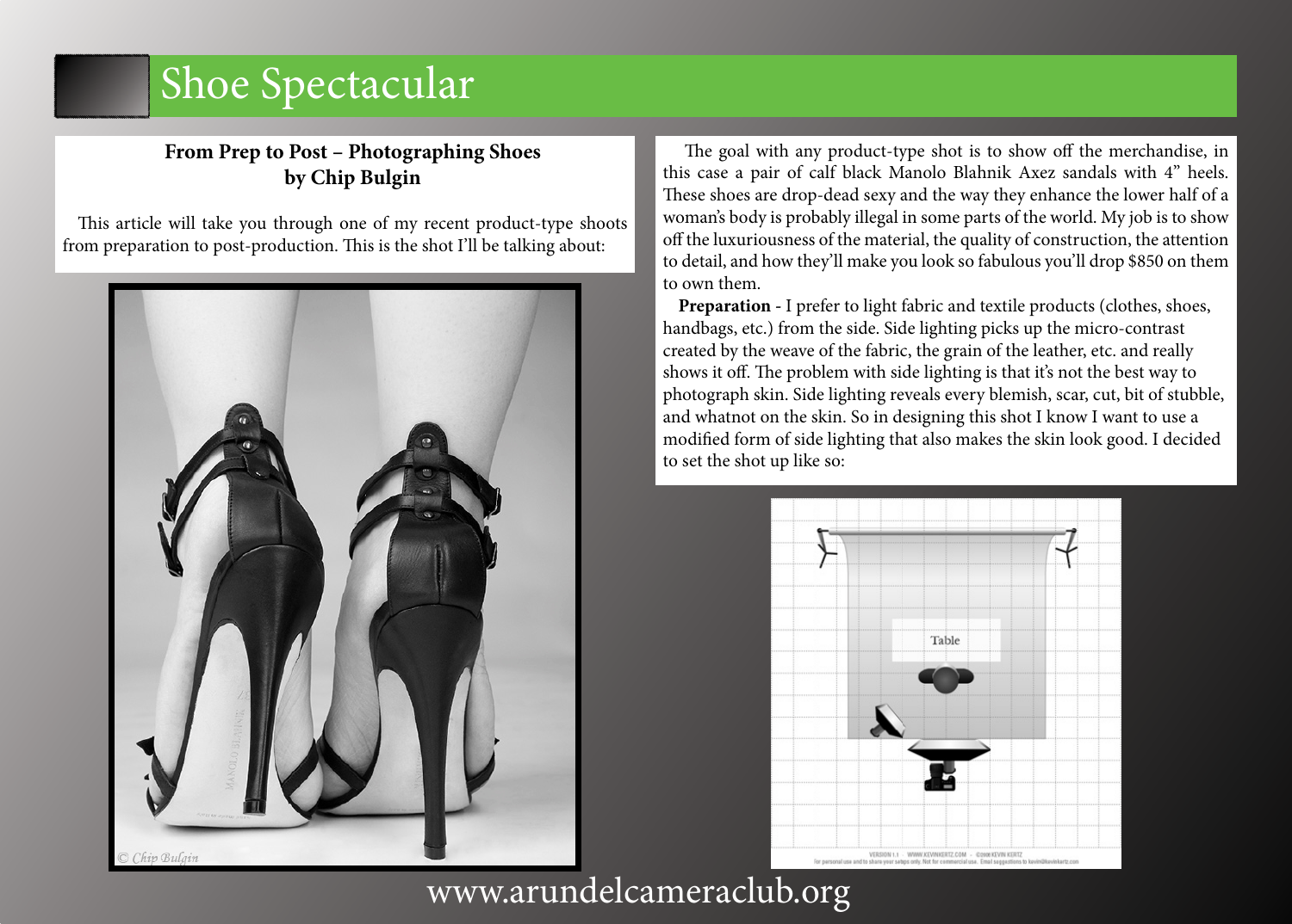# Shoe Spectacular

**From Prep to Post – Photographing Shoes**
**by Chip Bulgin**

This article will take you through one of my recent product-type shoots from preparation to post-production. This is the shot I'll be talking about:

The goal with any product-type shot is to show off the merchandise, in this case a pair of calf black Manolo Blahnik Axez sandals with 4" heels. These shoes are drop-dead sexy and the way they enhance the lower half of a woman's body is probably illegal in some parts of the world. My job is to show off the luxuriousness of the material, the quality of construction, the attention to detail, and how they'll make you look so fabulous you'll drop $850 on them to own them.

**Preparation** - I prefer to light fabric and textile products (clothes, shoes, handbags, etc.) from the side. Side lighting picks up the micro-contrast created by the weave of the fabric, the grain of the leather, etc. and really shows it off. The problem with side lighting is that it's not the best way to photograph skin. Side lighting reveals every blemish, scar, cut, bit of stubble, and whatnot on the skin. So in designing this shot I know I want to use a modified form of side lighting that also makes the skin look good. I decided to set the shot up like so:

www.arundelcameraclub.org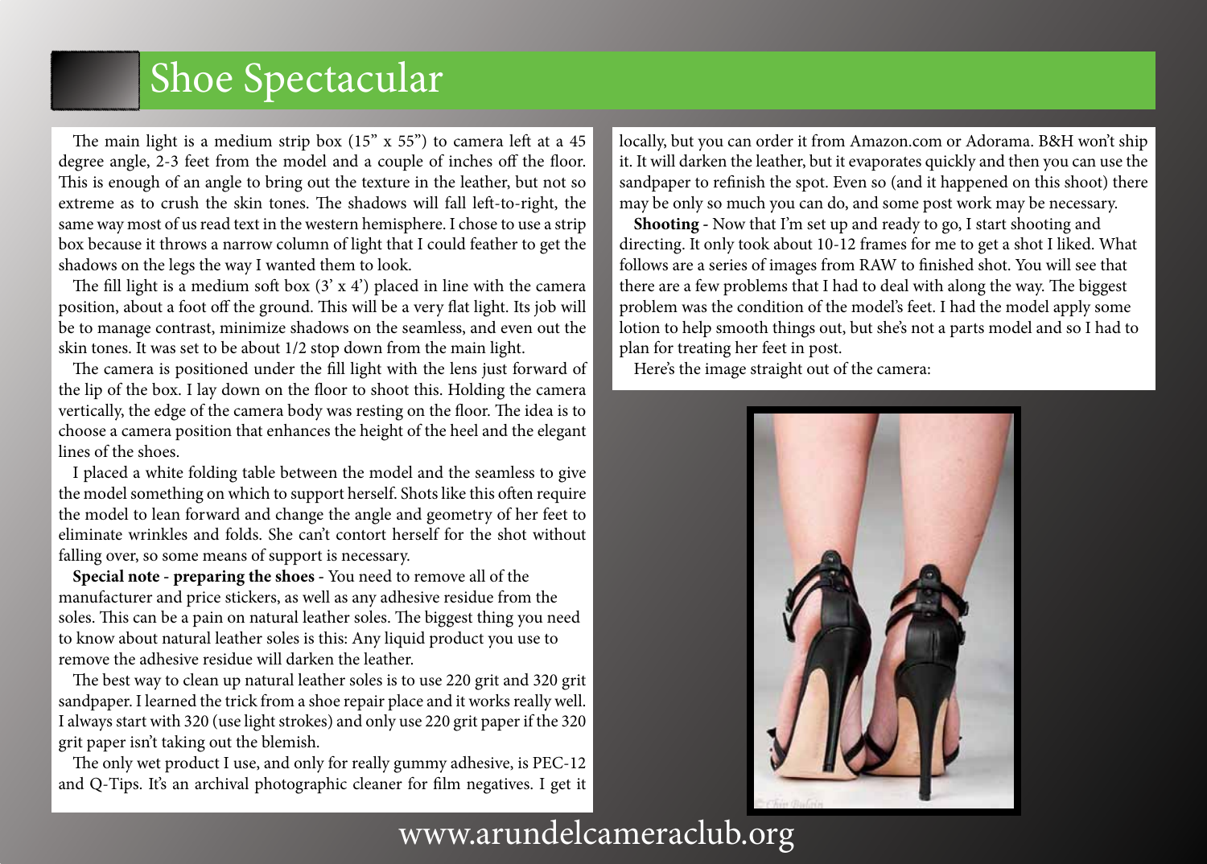# Shoe Spectacular

The main light is a medium strip box (15" x 55") to camera left at a 45 degree angle, 2-3 feet from the model and a couple of inches off the floor. This is enough of an angle to bring out the texture in the leather, but not so extreme as to crush the skin tones. The shadows will fall left-to-right, the same way most of us read text in the western hemisphere. I chose to use a strip box because it throws a narrow column of light that I could feather to get the shadows on the legs the way I wanted them to look.

The fill light is a medium soft box (3' x 4') placed in line with the camera position, about a foot off the ground. This will be a very flat light. Its job will be to manage contrast, minimize shadows on the seamless, and even out the skin tones. It was set to be about 1/2 stop down from the main light.

The camera is positioned under the fill light with the lens just forward of the lip of the box. I lay down on the floor to shoot this. Holding the camera vertically, the edge of the camera body was resting on the floor. The idea is to choose a camera position that enhances the height of the heel and the elegant lines of the shoes.

I placed a white folding table between the model and the seamless to give the model something on which to support herself. Shots like this often require the model to lean forward and change the angle and geometry of her feet to eliminate wrinkles and folds. She can't contort herself for the shot without falling over, so some means of support is necessary.

**Special note** - **preparing the shoes** - You need to remove all of the manufacturer and price stickers, as well as any adhesive residue from the soles. This can be a pain on natural leather soles. The biggest thing you need to know about natural leather soles is this: Any liquid product you use to remove the adhesive residue will darken the leather.

The best way to clean up natural leather soles is to use 220 grit and 320 grit sandpaper. I learned the trick from a shoe repair place and it works really well. I always start with 320 (use light strokes) and only use 220 grit paper if the 320 grit paper isn't taking out the blemish.

The only wet product I use, and only for really gummy adhesive, is PEC-12 and Q-Tips. It's an archival photographic cleaner for film negatives. I get it locally, but you can order it from Amazon.com or Adorama. B&H won't ship it. It will darken the leather, but it evaporates quickly and then you can use the sandpaper to refinish the spot. Even so (and it happened on this shoot) there may be only so much you can do, and some post work may be necessary.

**Shooting** - Now that I'm set up and ready to go, I start shooting and directing. It only took about 10-12 frames for me to get a shot I liked. What follows are a series of images from RAW to finished shot. You will see that there are a few problems that I had to deal with along the way. The biggest problem was the condition of the model's feet. I had the model apply some lotion to help smooth things out, but she's not a parts model and so I had to plan for treating her feet in post.

Here's the image straight out of the camera:

www.arundelcameraclub.org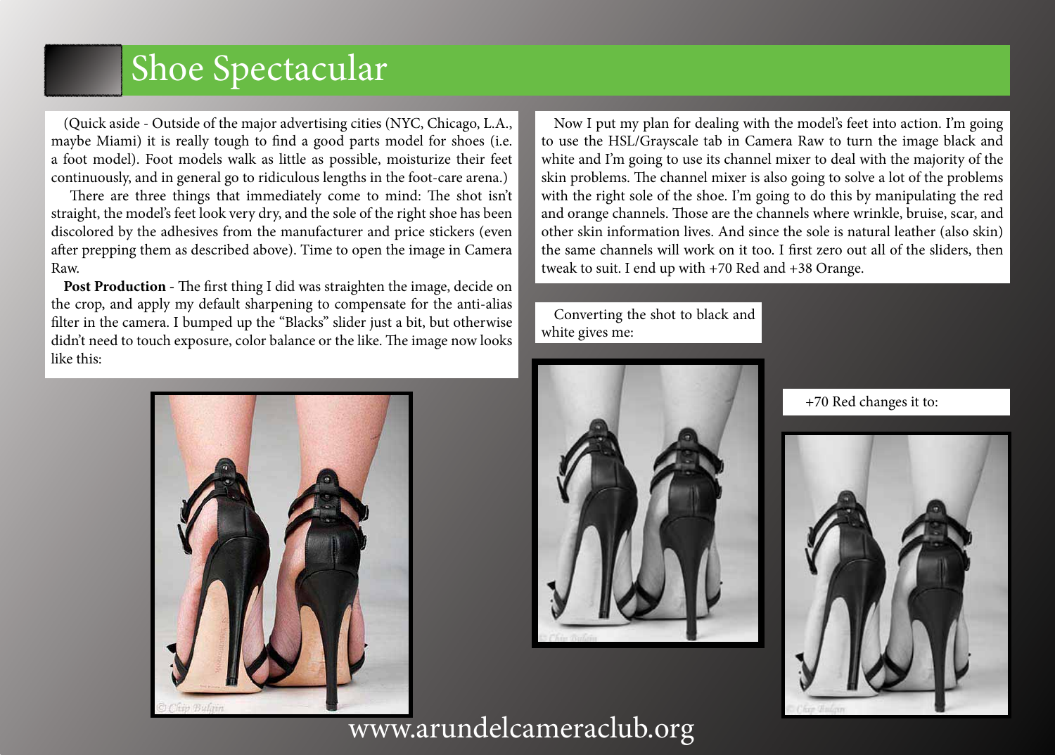# Shoe Spectacular

(Quick aside - Outside of the major advertising cities (NYC, Chicago, L.A., maybe Miami) it is really tough to find a good parts model for shoes (i.e. a foot model). Foot models walk as little as possible, moisturize their feet continuously, and in general go to ridiculous lengths in the foot-care arena.)

There are three things that immediately come to mind: The shot isn't straight, the model's feet look very dry, and the sole of the right shoe has been discolored by the adhesives from the manufacturer and price stickers (even after prepping them as described above). Time to open the image in Camera Raw.

**Post Production** - The first thing I did was straighten the image, decide on the crop, and apply my default sharpening to compensate for the anti-alias filter in the camera. I bumped up the "Blacks" slider just a bit, but otherwise didn't need to touch exposure, color balance or the like. The image now looks like this:

Now I put my plan for dealing with the model's feet into action. I'm going to use the HSL/Grayscale tab in Camera Raw to turn the image black and white and I'm going to use its channel mixer to deal with the majority of the skin problems. The channel mixer is also going to solve a lot of the problems with the right sole of the shoe. I'm going to do this by manipulating the red and orange channels. Those are the channels where wrinkle, bruise, scar, and other skin information lives. And since the sole is natural leather (also skin) the same channels will work on it too. I first zero out all of the sliders, then tweak to suit. I end up with +70 Red and +38 Orange.

Converting the shot to black and white gives me:

+70 Red changes it to: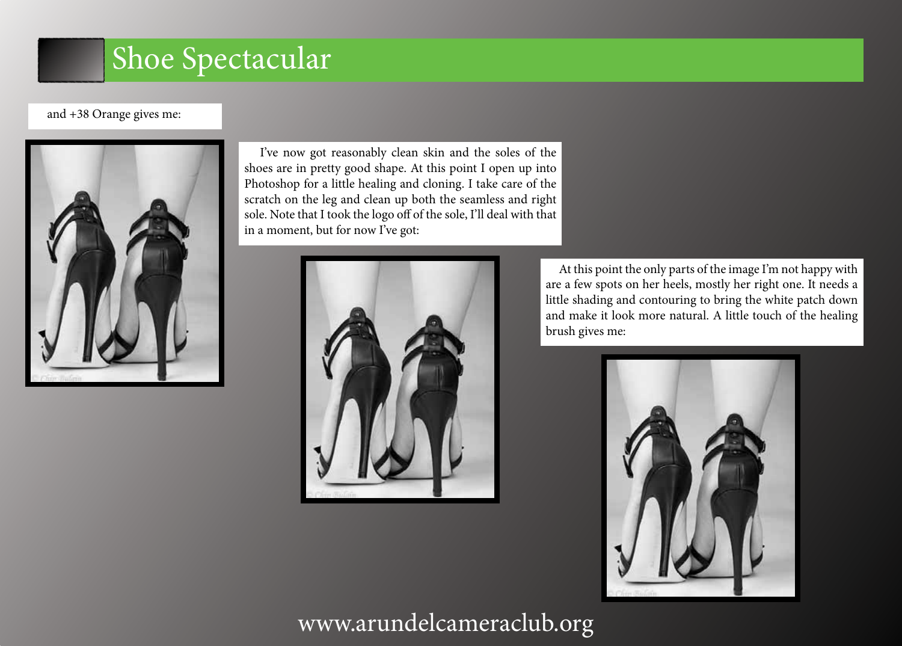# Shoe Spectacular

and +38 Orange gives me:

I've now got reasonably clean skin and the soles of the shoes are in pretty good shape. At this point I open up into Photoshop for a little healing and cloning. I take care of the scratch on the leg and clean up both the seamless and right sole. Note that I took the logo off of the sole, I'll deal with that in a moment, but for now I've got:

At this point the only parts of the image I'm not happy with are a few spots on her heels, mostly her right one. It needs a little shading and contouring to bring the white patch down and make it look more natural. A little touch of the healing brush gives me: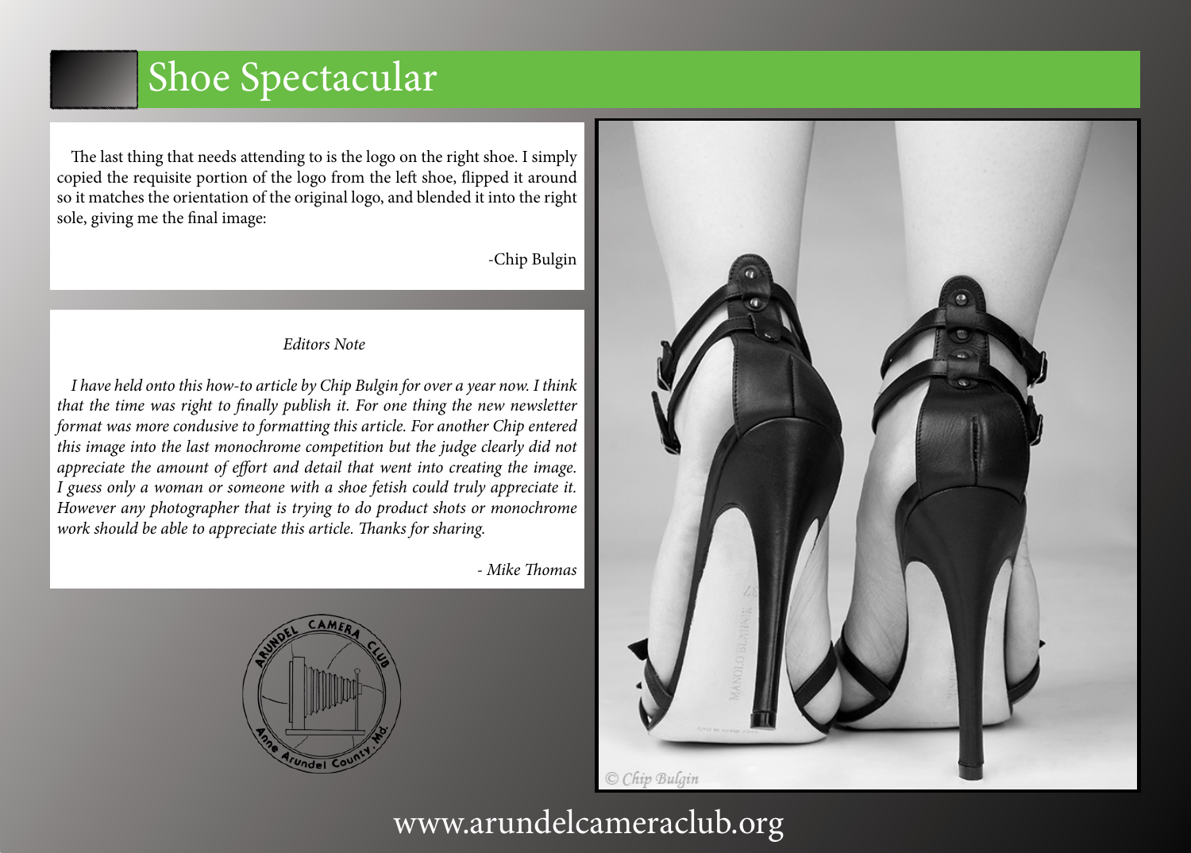# Shoe Spectacular

The last thing that needs attending to is the logo on the right shoe. I simply copied the requisite portion of the logo from the left shoe, flipped it around so it matches the orientation of the original logo, and blended it into the right sole, giving me the final image:

-Chip Bulgin

*Editors Note*

*I have held onto this how-to article by Chip Bulgin for over a year now. I think that the time was right to finally publish it. For one thing the new newsletter format was more condusive to formatting this article. For another Chip entered this image into the last monochrome competition but the judge clearly did not appreciate the amount of effort and detail that went into creating the image. I guess only a woman or someone with a shoe fetish could truly appreciate it. However any photographer that is trying to do product shots or monochrome work should be able to appreciate this article. Thanks for sharing.*

*- Mike Thomas*

© Chip Bulgin

www.arundelcameraclub.org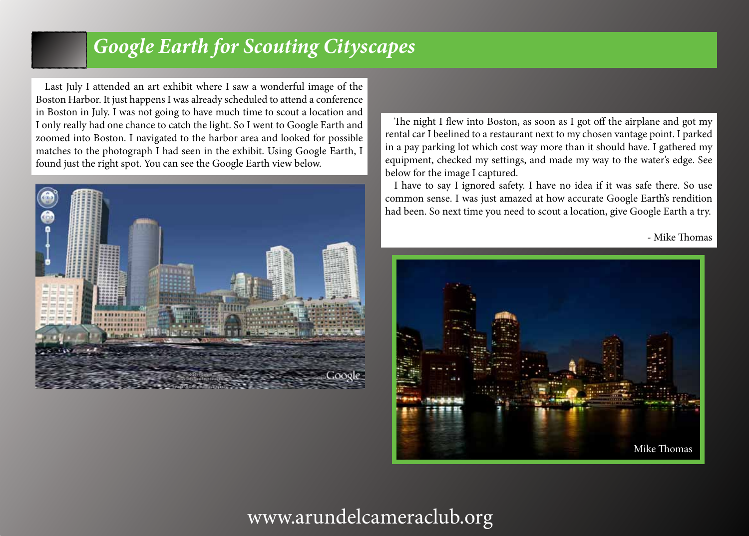# Google Earth for Scouting Cityscapes

Last July I attended an art exhibit where I saw a wonderful image of the Boston Harbor. It just happens I was already scheduled to attend a conference in Boston in July. I was not going to have much time to scout a location and I only really had one chance to catch the light. So I went to Google Earth and zoomed into Boston. I navigated to the harbor area and looked for possible matches to the photograph I had seen in the exhibit. Using Google Earth, I found just the right spot. You can see the Google Earth view below.

The night I flew into Boston, as soon as I got off the airplane and got my rental car I beelined to a restaurant next to my chosen vantage point. I parked in a pay parking lot which cost way more than it should have. I gathered my equipment, checked my settings, and made my way to the water's edge. See below for the image I captured.

I have to say I ignored safety. I have no idea if it was safe there. So use common sense. I was just amazed at how accurate Google Earth's rendition had been. So next time you need to scout a location, give Google Earth a try.

\- Mike Thomas

Mike Thomas

www.arundelcameraclub.org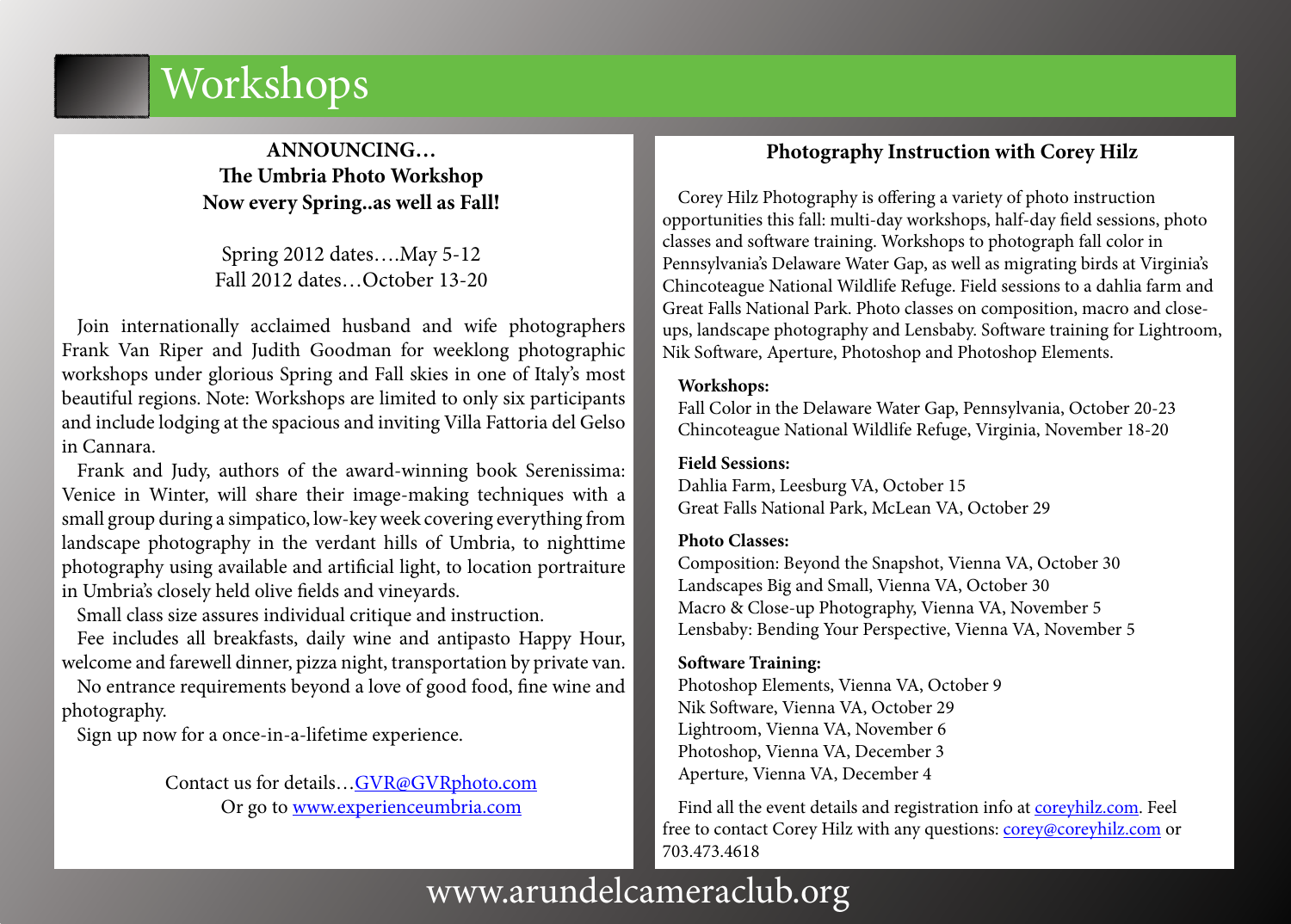# Workshops

**ANNOUNCING…**
**The Umbria Photo Workshop**
**Now every Spring..as well as Fall!**

Spring 2012 dates….May 5-12
Fall 2012 dates…October 13-20

Join internationally acclaimed husband and wife photographers Frank Van Riper and Judith Goodman for weeklong photographic workshops under glorious Spring and Fall skies in one of Italy's most beautiful regions. Note: Workshops are limited to only six participants and include lodging at the spacious and inviting Villa Fattoria del Gelso in Cannara.

Frank and Judy, authors of the award-winning book Serenissima: Venice in Winter, will share their image-making techniques with a small group during a simpatico, low-key week covering everything from landscape photography in the verdant hills of Umbria, to nighttime photography using available and artificial light, to location portraiture in Umbria's closely held olive fields and vineyards.

Small class size assures individual critique and instruction.

Fee includes all breakfasts, daily wine and antipasto Happy Hour, welcome and farewell dinner, pizza night, transportation by private van.

No entrance requirements beyond a love of good food, fine wine and photography.

Sign up now for a once-in-a-lifetime experience.

Contact us for details…GVR@GVRphoto.com
Or go to www.experienceumbria.com

**Photography Instruction with Corey Hilz**

Corey Hilz Photography is offering a variety of photo instruction opportunities this fall: multi-day workshops, half-day field sessions, photo classes and software training. Workshops to photograph fall color in Pennsylvania's Delaware Water Gap, as well as migrating birds at Virginia's Chincoteague National Wildlife Refuge. Field sessions to a dahlia farm and Great Falls National Park. Photo classes on composition, macro and close-ups, landscape photography and Lensbaby. Software training for Lightroom, Nik Software, Aperture, Photoshop and Photoshop Elements.

**Workshops:**
Fall Color in the Delaware Water Gap, Pennsylvania, October 20-23
Chincoteague National Wildlife Refuge, Virginia, November 18-20

**Field Sessions:**
Dahlia Farm, Leesburg VA, October 15
Great Falls National Park, McLean VA, October 29

**Photo Classes:**
Composition: Beyond the Snapshot, Vienna VA, October 30
Landscapes Big and Small, Vienna VA, October 30
Macro & Close-up Photography, Vienna VA, November 5
Lensbaby: Bending Your Perspective, Vienna VA, November 5

**Software Training:**
Photoshop Elements, Vienna VA, October 9
Nik Software, Vienna VA, October 29
Lightroom, Vienna VA, November 6
Photoshop, Vienna VA, December 3
Aperture, Vienna VA, December 4

Find all the event details and registration info at coreyhilz.com. Feel free to contact Corey Hilz with any questions: corey@coreyhilz.com or 703.473.4618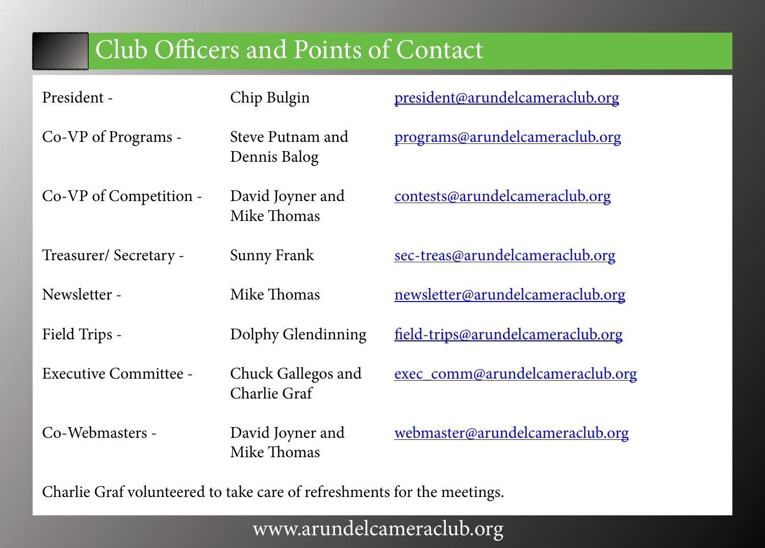# Club Officers and Points of Contact

| | | |
|---|---|---|
| President - | Chip Bulgin | president@arundelcameraclub.org |
| Co-VP of Programs - | Steve Putnam and Dennis Balog | programs@arundelcameraclub.org |
| Co-VP of Competition - | David Joyner and Mike Thomas | contests@arundelcameraclub.org |
| Treasurer/ Secretary - | Sunny Frank | sec-treas@arundelcameraclub.org |
| Newsletter - | Mike Thomas | newsletter@arundelcameraclub.org |
| Field Trips - | Dolphy Glendinning | field-trips@arundelcameraclub.org |
| Executive Committee - | Chuck Gallegos and Charlie Graf | exec_comm@arundelcameraclub.org |
| Co-Webmasters - | David Joyner and Mike Thomas | webmaster@arundelcameraclub.org |

Charlie Graf volunteered to take care of refreshments for the meetings.

www.arundelcameraclub.org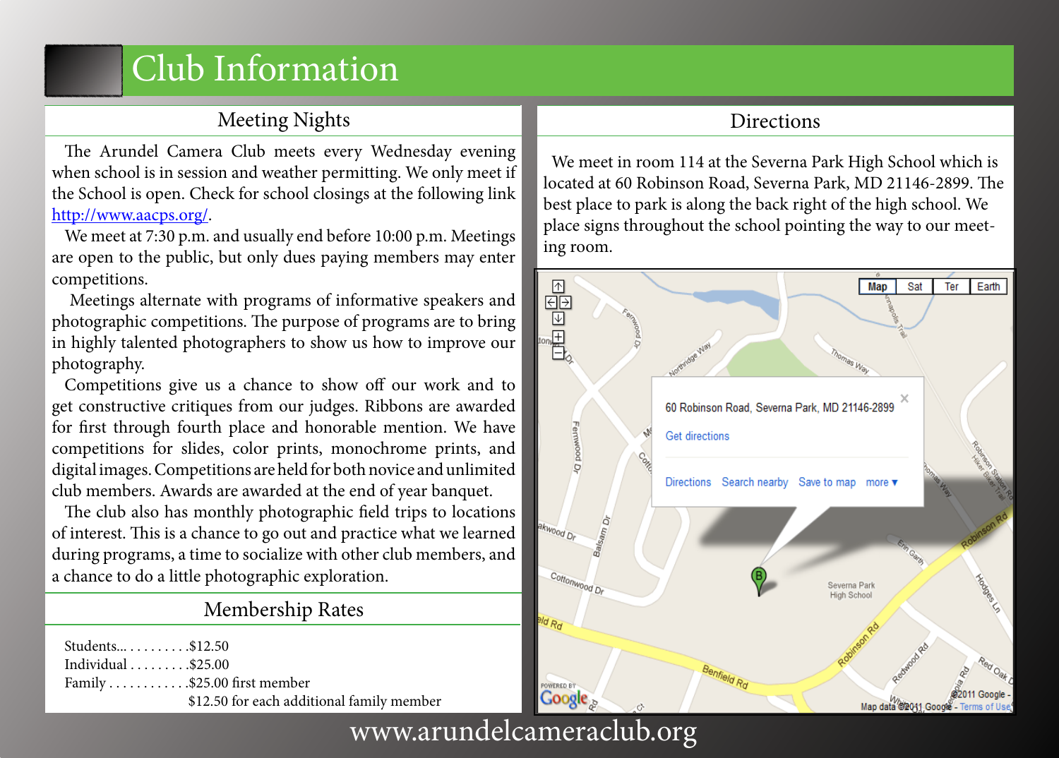# Club Information

## Meeting Nights

The Arundel Camera Club meets every Wednesday evening when school is in session and weather permitting. We only meet if the School is open. Check for school closings at the following link http://www.aacps.org/.

We meet at 7:30 p.m. and usually end before 10:00 p.m. Meetings are open to the public, but only dues paying members may enter competitions.

Meetings alternate with programs of informative speakers and photographic competitions. The purpose of programs are to bring in highly talented photographers to show us how to improve our photography.

Competitions give us a chance to show off our work and to get constructive critiques from our judges. Ribbons are awarded for first through fourth place and honorable mention. We have competitions for slides, color prints, monochrome prints, and digital images. Competitions are held for both novice and unlimited club members. Awards are awarded at the end of year banquet.

The club also has monthly photographic field trips to locations of interest. This is a chance to go out and practice what we learned during programs, a time to socialize with other club members, and a chance to do a little photographic exploration.

## Membership Rates

Students... . . . . . . . . .$12.50
Individual . . . . . . . . .$25.00
Family . . . . . . . . . . . .$25.00 first member
$12.50 for each additional family member

## Directions

We meet in room 114 at the Severna Park High School which is located at 60 Robinson Road, Severna Park, MD 21146-2899. The best place to park is along the back right of the high school. We place signs throughout the school pointing the way to our meeting room.

60 Robinson Road, Severna Park, MD 21146-2899
Get directions
Directions Search nearby Save to map more ▾

Severna Park High School
©2011 Google - Map data ©2011 Google - Terms of Use

www.arundelcameraclub.org